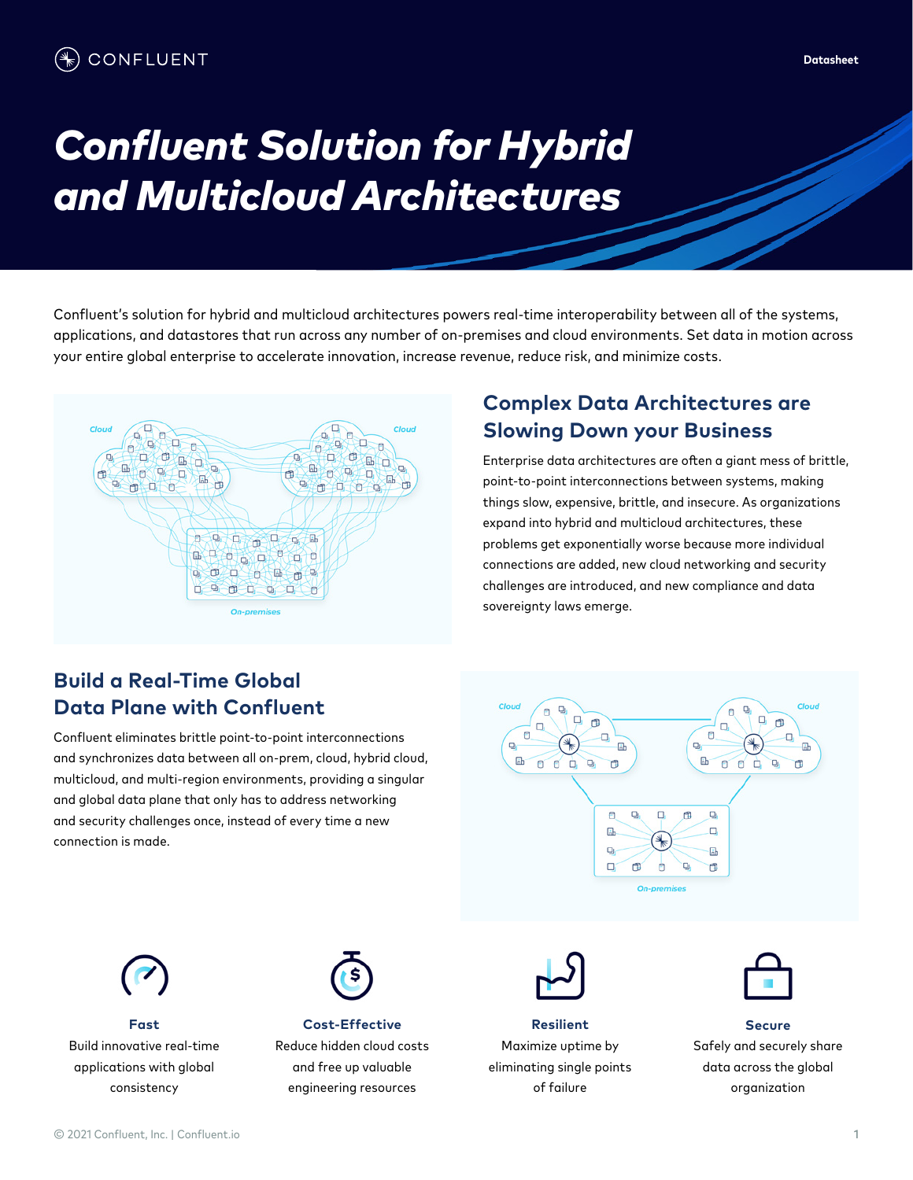# Confluent Solution for Hybrid and Multicloud Architectures

Confluent's solution for hybrid and multicloud architectures powers real-time interoperability between all of the systems, applications, and datastores that run across any number of on-premises and cloud environments. Set data in motion across your entire global enterprise to accelerate innovation, increase revenue, reduce risk, and minimize costs.

## Complex Data Architectures are Slowing Down your Business

Enterprise data architectures are often a giant mess of brittle, point-to-point interconnections between systems, making things slow, expensive, brittle, and insecure. As organizations expand into hybrid and multicloud architectures, these problems get exponentially worse because more individual connections are added, new cloud networking and security challenges are introduced, and new compliance and data sovereignty laws emerge.

## Build a Real-Time Global Data Plane with Confluent

Confluent eliminates brittle point-to-point interconnections and synchronizes data between all on-prem, cloud, hybrid cloud, multicloud, and multi-region environments, providing a singular and global data plane that only has to address networking and security challenges once, instead of every time a new connection is made.

**Fast**
Build innovative real-time applications with global consistency

**Cost-Effective**
Reduce hidden cloud costs and free up valuable engineering resources

**Resilient**
Maximize uptime by eliminating single points of failure

**Secure**
Safely and securely share data across the global organization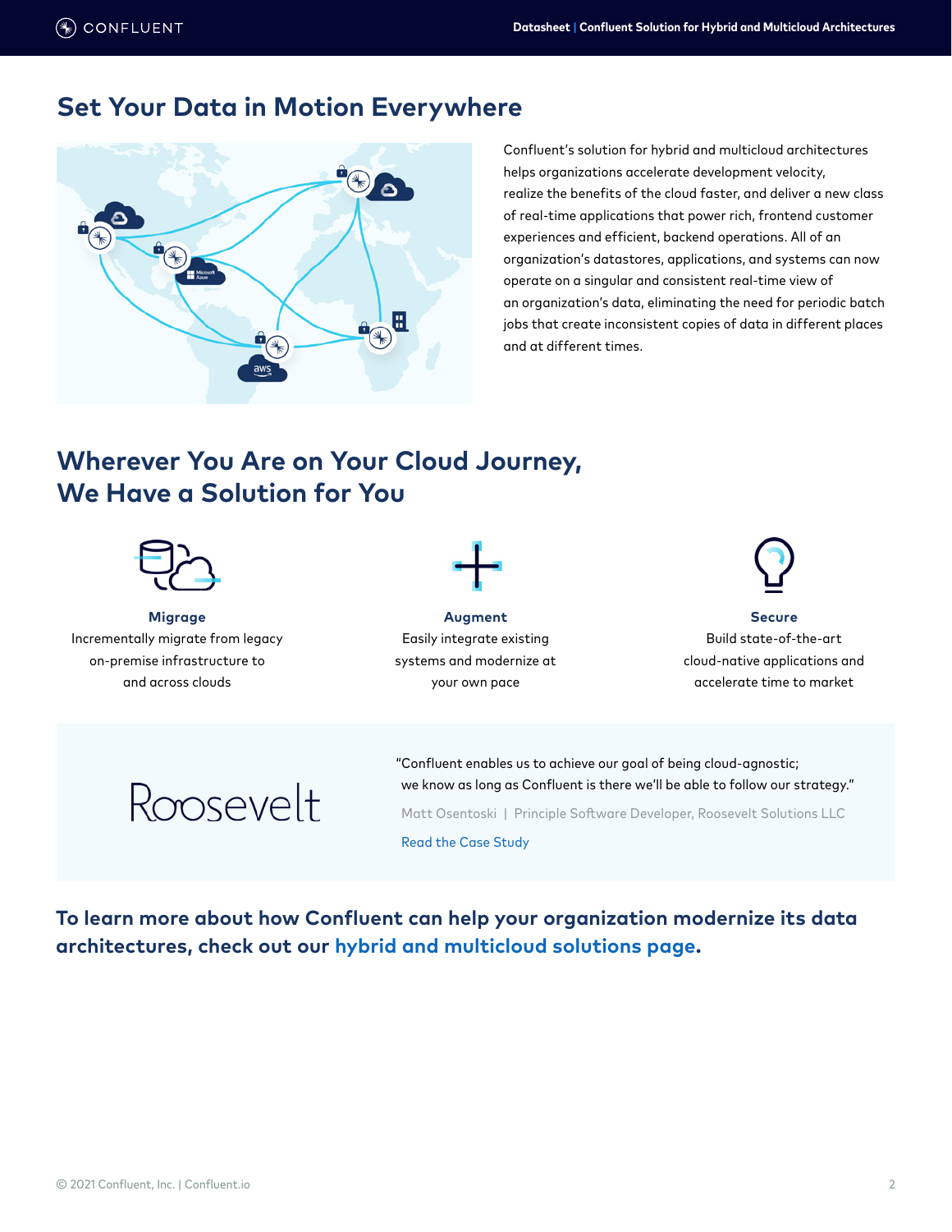## Set Your Data in Motion Everywhere

Confluent's solution for hybrid and multicloud architectures helps organizations accelerate development velocity, realize the benefits of the cloud faster, and deliver a new class of real-time applications that power rich, frontend customer experiences and efficient, backend operations. All of an organization's datastores, applications, and systems can now operate on a singular and consistent real-time view of an organization's data, eliminating the need for periodic batch jobs that create inconsistent copies of data in different places and at different times.

## Wherever You Are on Your Cloud Journey, We Have a Solution for You

**Migrage**
Incrementally migrate from legacy on-premise infrastructure to and across clouds

**Augment**
Easily integrate existing systems and modernize at your own pace

**Secure**
Build state-of-the-art cloud-native applications and accelerate time to market

Roosevelt

"Confluent enables us to achieve our goal of being cloud-agnostic; we know as long as Confluent is there we'll be able to follow our strategy."

Matt Osentoski | Principle Software Developer, Roosevelt Solutions LLC

Read the Case Study

**To learn more about how Confluent can help your organization modernize its data architectures, check out our hybrid and multicloud solutions page.**

© 2021 Confluent, Inc. | Confluent.io